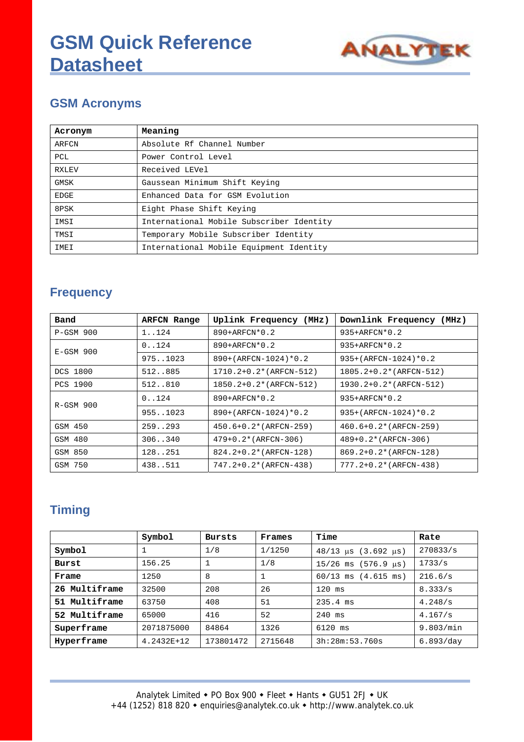# GSM Quick Reference Datasheet

## GSM Acronyms

| Acronym | Meaning |
|---|---|
| ARFCN | Absolute Rf Channel Number |
| PCL | Power Control Level |
| RXLEV | Received LEVel |
| GMSK | Gaussean Minimum Shift Keying |
| EDGE | Enhanced Data for GSM Evolution |
| 8PSK | Eight Phase Shift Keying |
| IMSI | International Mobile Subscriber Identity |
| TMSI | Temporary Mobile Subscriber Identity |
| IMEI | International Mobile Equipment Identity |

## Frequency

| Band | ARFCN Range | Uplink Frequency (MHz) | Downlink Frequency (MHz) |
|---|---|---|---|
| P-GSM 900 | 1..124 | 890+ARFCN*0.2 | 935+ARFCN*0.2 |
| E-GSM 900 | 0..124 | 890+ARFCN*0.2 | 935+ARFCN*0.2 |
| | 975..1023 | 890+(ARFCN-1024)*0.2 | 935+(ARFCN-1024)*0.2 |
| DCS 1800 | 512..885 | 1710.2+0.2*(ARFCN-512) | 1805.2+0.2*(ARFCN-512) |
| PCS 1900 | 512..810 | 1850.2+0.2*(ARFCN-512) | 1930.2+0.2*(ARFCN-512) |
| R-GSM 900 | 0..124 | 890+ARFCN*0.2 | 935+ARFCN*0.2 |
| | 955..1023 | 890+(ARFCN-1024)*0.2 | 935+(ARFCN-1024)*0.2 |
| GSM 450 | 259..293 | 450.6+0.2*(ARFCN-259) | 460.6+0.2*(ARFCN-259) |
| GSM 480 | 306..340 | 479+0.2*(ARFCN-306) | 489+0.2*(ARFCN-306) |
| GSM 850 | 128..251 | 824.2+0.2*(ARFCN-128) | 869.2+0.2*(ARFCN-128) |
| GSM 750 | 438..511 | 747.2+0.2*(ARFCN-438) | 777.2+0.2*(ARFCN-438) |

## Timing

| | Symbol | Bursts | Frames | Time | Rate |
|---|---|---|---|---|---|
| **Symbol** | 1 | 1/8 | 1/1250 | 48/13 µs (3.692 µs) | 270833/s |
| **Burst** | 156.25 | 1 | 1/8 | 15/26 ms (576.9 µs) | 1733/s |
| **Frame** | 1250 | 8 | 1 | 60/13 ms (4.615 ms) | 216.6/s |
| **26 Multiframe** | 32500 | 208 | 26 | 120 ms | 8.333/s |
| **51 Multiframe** | 63750 | 408 | 51 | 235.4 ms | 4.248/s |
| **52 Multiframe** | 65000 | 416 | 52 | 240 ms | 4.167/s |
| **Superframe** | 2071875000 | 84864 | 1326 | 6120 ms | 9.803/min |
| **Hyperframe** | 4.2432E+12 | 173801472 | 2715648 | 3h:28m:53.760s | 6.893/day |

Analytek Limited ◆ PO Box 900 ◆ Fleet ◆ Hants ◆ GU51 2FJ ◆ UK
+44 (1252) 818 820 ◆ enquiries@analytek.co.uk ◆ http://www.analytek.co.uk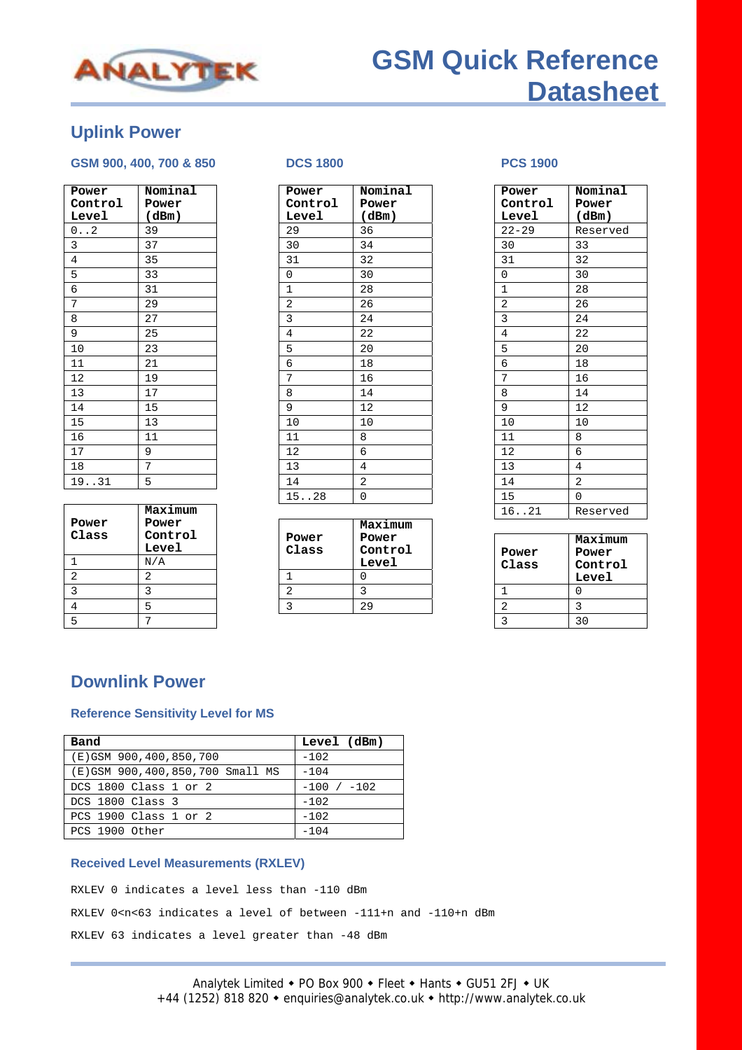# GSM Quick Reference Datasheet

## Uplink Power

### GSM 900, 400, 700 & 850

| Power Control Level | Nominal Power (dBm) |
|---|---|
| 0..2 | 39 |
| 3 | 37 |
| 4 | 35 |
| 5 | 33 |
| 6 | 31 |
| 7 | 29 |
| 8 | 27 |
| 9 | 25 |
| 10 | 23 |
| 11 | 21 |
| 12 | 19 |
| 13 | 17 |
| 14 | 15 |
| 15 | 13 |
| 16 | 11 |
| 17 | 9 |
| 18 | 7 |
| 19..31 | 5 |

| Power Class | Maximum Power Control Level |
|---|---|
| 1 | N/A |
| 2 | 2 |
| 3 | 3 |
| 4 | 5 |
| 5 | 7 |

### DCS 1800

| Power Control Level | Nominal Power (dBm) |
|---|---|
| 29 | 36 |
| 30 | 34 |
| 31 | 32 |
| 0 | 30 |
| 1 | 28 |
| 2 | 26 |
| 3 | 24 |
| 4 | 22 |
| 5 | 20 |
| 6 | 18 |
| 7 | 16 |
| 8 | 14 |
| 9 | 12 |
| 10 | 10 |
| 11 | 8 |
| 12 | 6 |
| 13 | 4 |
| 14 | 2 |
| 15..28 | 0 |

| Power Class | Maximum Power Control Level |
|---|---|
| 1 | 0 |
| 2 | 3 |
| 3 | 29 |

### PCS 1900

| Power Control Level | Nominal Power (dBm) |
|---|---|
| 22-29 | Reserved |
| 30 | 33 |
| 31 | 32 |
| 0 | 30 |
| 1 | 28 |
| 2 | 26 |
| 3 | 24 |
| 4 | 22 |
| 5 | 20 |
| 6 | 18 |
| 7 | 16 |
| 8 | 14 |
| 9 | 12 |
| 10 | 10 |
| 11 | 8 |
| 12 | 6 |
| 13 | 4 |
| 14 | 2 |
| 15 | 0 |
| 16..21 | Reserved |

| Power Class | Maximum Power Control Level |
|---|---|
| 1 | 0 |
| 2 | 3 |
| 3 | 30 |

## Downlink Power

### Reference Sensitivity Level for MS

| Band | Level (dBm) |
|---|---|
| (E)GSM 900,400,850,700 | -102 |
| (E)GSM 900,400,850,700 Small MS | -104 |
| DCS 1800 Class 1 or 2 | -100 / -102 |
| DCS 1800 Class 3 | -102 |
| PCS 1900 Class 1 or 2 | -102 |
| PCS 1900 Other | -104 |

### Received Level Measurements (RXLEV)

RXLEV 0 indicates a level less than -110 dBm

RXLEV 0<n<63 indicates a level of between -111+n and -110+n dBm

RXLEV 63 indicates a level greater than -48 dBm

Analytek Limited ◆ PO Box 900 ◆ Fleet ◆ Hants ◆ GU51 2FJ ◆ UK
+44 (1252) 818 820 ◆ enquiries@analytek.co.uk ◆ http://www.analytek.co.uk